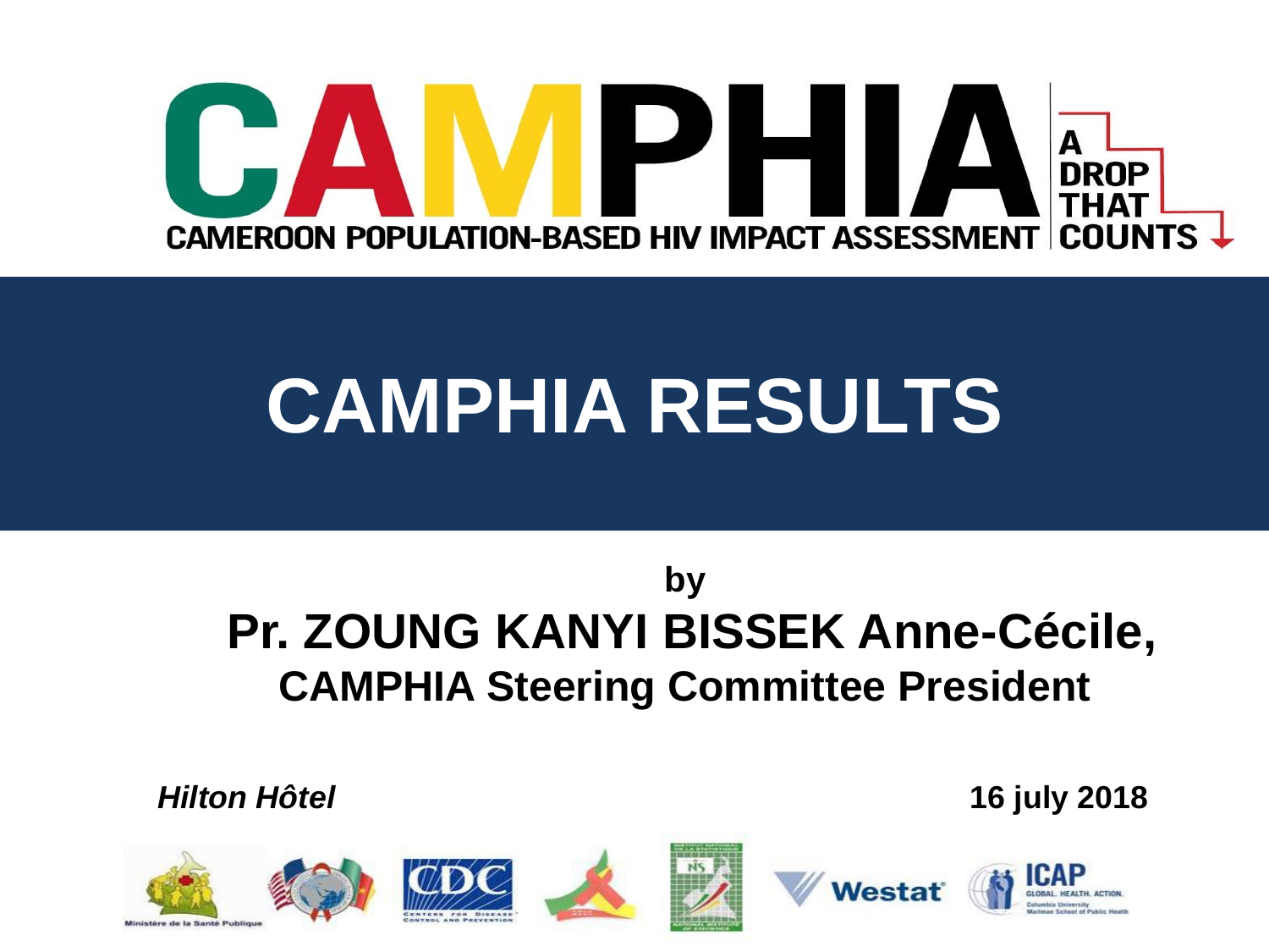# CAMPHIA

CAMEROON POPULATION-BASED HIV IMPACT ASSESSMENT

A DROP THAT COUNTS

# CAMPHIA RESULTS

**by**

**Pr. ZOUNG KANYI BISSEK Anne-Cécile,**

**CAMPHIA Steering Committee President**

***Hilton Hôtel*** **16 july 2018**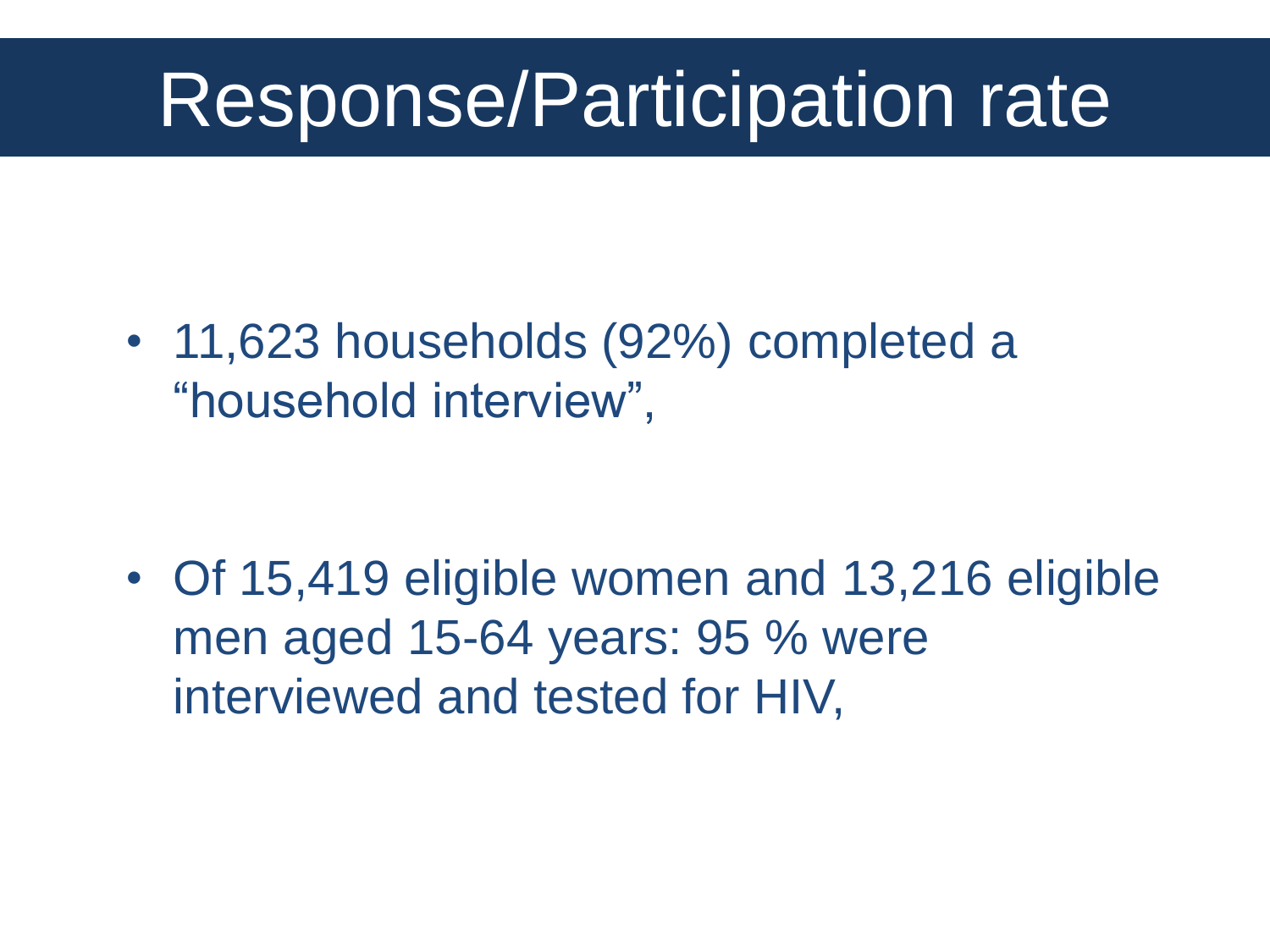# Response/Participation rate

- 11,623 households (92%) completed a "household interview",

- Of 15,419 eligible women and 13,216 eligible men aged 15-64 years: 95 % were interviewed and tested for HIV,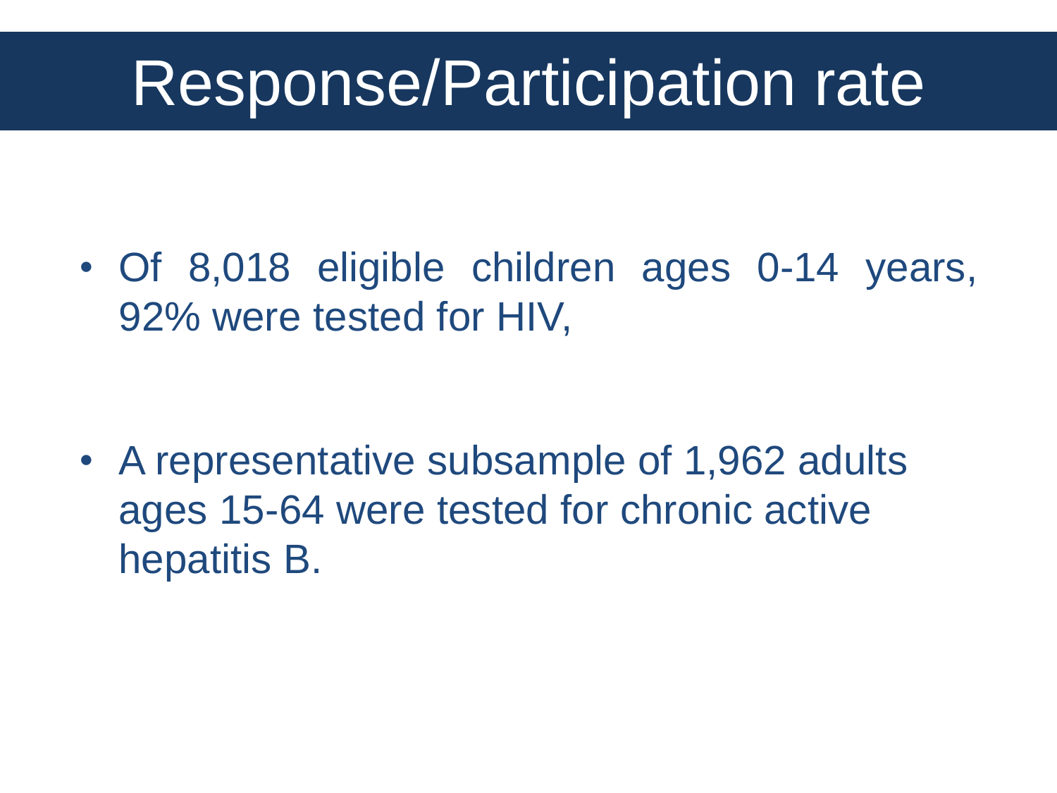# Response/Participation rate

- Of 8,018 eligible children ages 0-14 years, 92% were tested for HIV,

- A representative subsample of 1,962 adults ages 15-64 were tested for chronic active hepatitis B.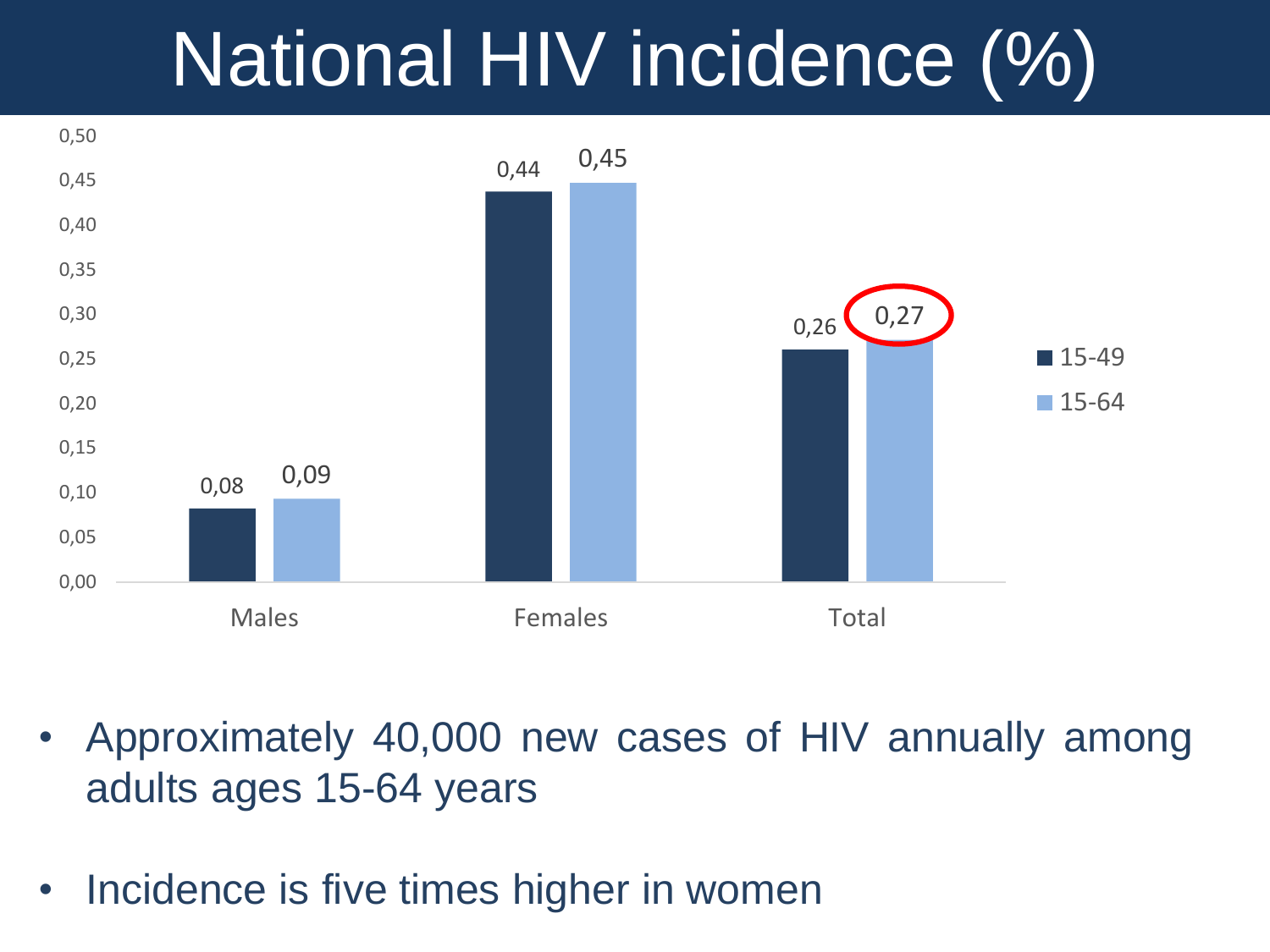# National HIV incidence (%)

| | 15-49 | 15-64 |
|---|---|---|
| Males | 0,08 | 0,09 |
| Females | 0,44 | 0,45 |
| Total | 0,26 | 0,27 |

- Approximately 40,000 new cases of HIV annually among adults ages 15-64 years
- Incidence is five times higher in women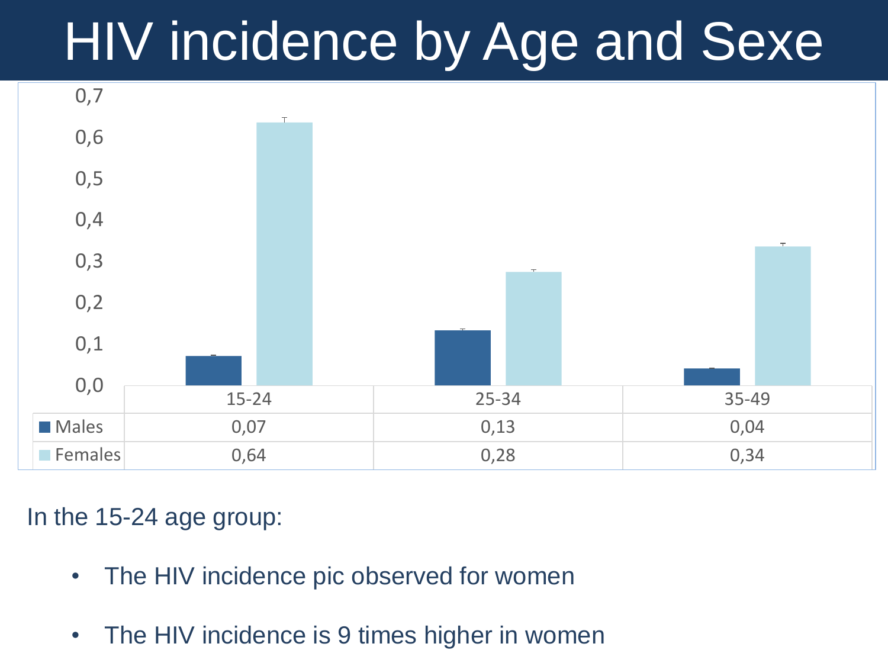# HIV incidence by Age and Sexe

| | 15-24 | 25-34 | 35-49 |
|---|---|---|---|
| Males | 0,07 | 0,13 | 0,04 |
| Females | 0,64 | 0,28 | 0,34 |

In the 15-24 age group:

- The HIV incidence pic observed for women
- The HIV incidence is 9 times higher in women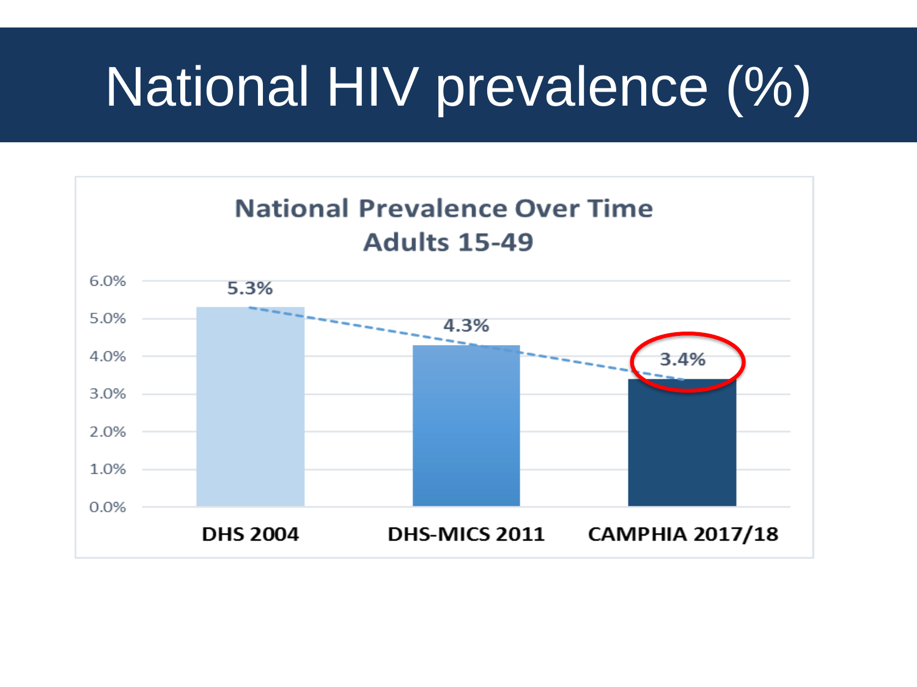# National HIV prevalence (%)

**National Prevalence Over Time**
**Adults 15-49**

| Survey | Prevalence |
|---|---|
| DHS 2004 | 5.3% |
| DHS-MICS 2011 | 4.3% |
| CAMPHIA 2017/18 | 3.4% |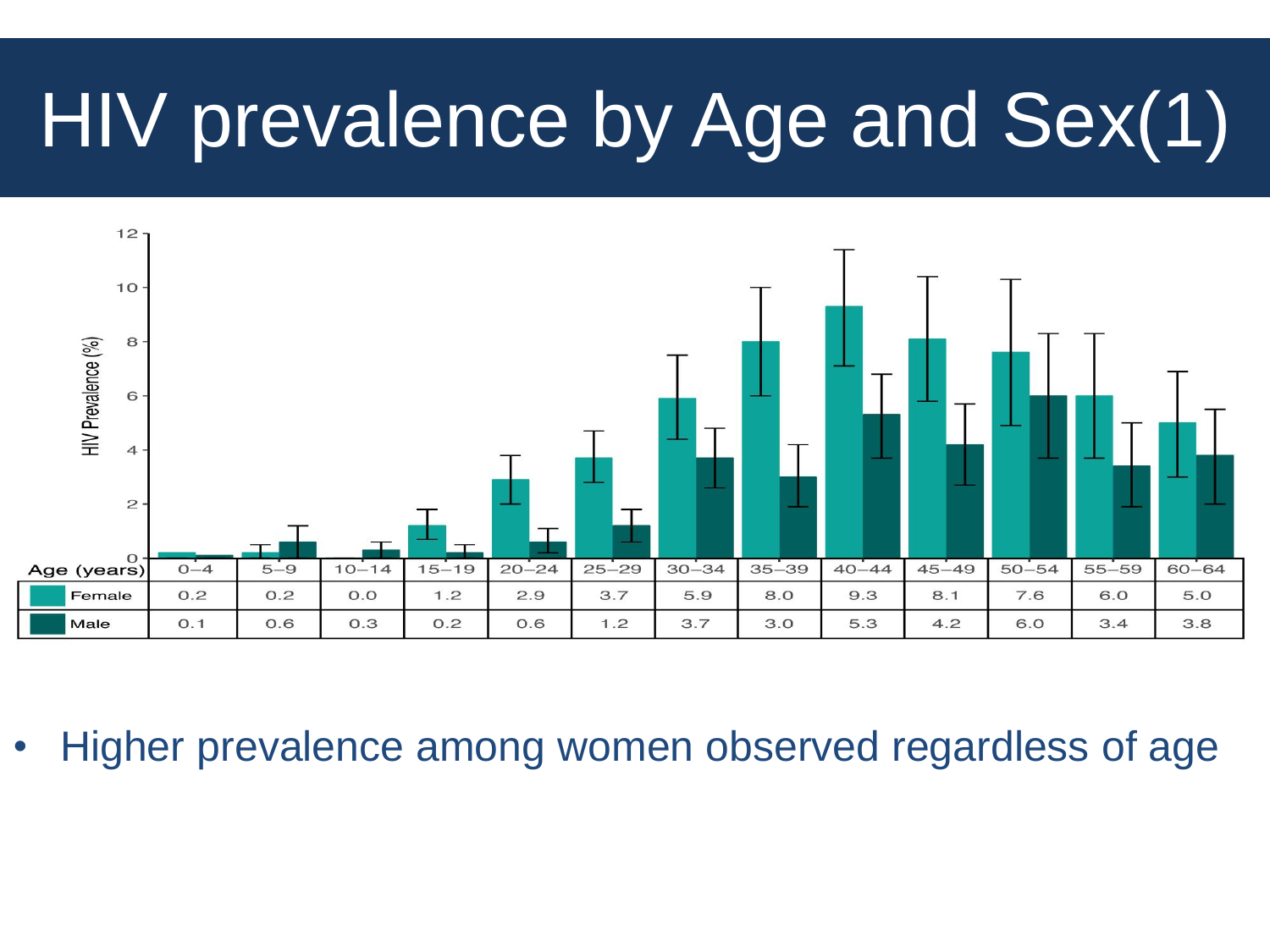# HIV prevalence by Age and Sex(1)

| Age (years) | 0–4 | 5–9 | 10–14 | 15–19 | 20–24 | 25–29 | 30–34 | 35–39 | 40–44 | 45–49 | 50–54 | 55–59 | 60–64 |
|---|---|---|---|---|---|---|---|---|---|---|---|---|---|
| Female | 0.2 | 0.2 | 0.0 | 1.2 | 2.9 | 3.7 | 5.9 | 8.0 | 9.3 | 8.1 | 7.6 | 6.0 | 5.0 |
| Male | 0.1 | 0.6 | 0.3 | 0.2 | 0.6 | 1.2 | 3.7 | 3.0 | 5.3 | 4.2 | 6.0 | 3.4 | 3.8 |

- Higher prevalence among women observed regardless of age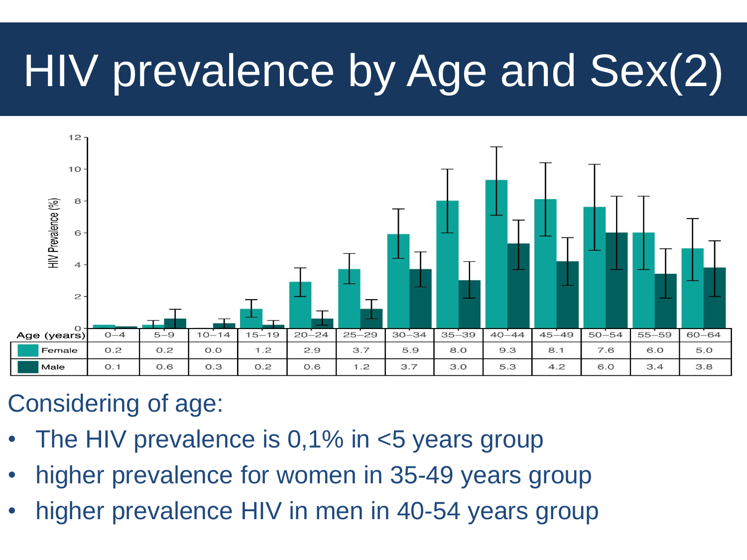# HIV prevalence by Age and Sex(2)

| Age (years) | 0–4 | 5–9 | 10–14 | 15–19 | 20–24 | 25–29 | 30–34 | 35–39 | 40–44 | 45–49 | 50–54 | 55–59 | 60–64 |
|---|---|---|---|---|---|---|---|---|---|---|---|---|---|
| Female | 0.2 | 0.2 | 0.0 | 1.2 | 2.9 | 3.7 | 5.9 | 8.0 | 9.3 | 8.1 | 7.6 | 6.0 | 5.0 |
| Male | 0.1 | 0.6 | 0.3 | 0.2 | 0.6 | 1.2 | 3.7 | 3.0 | 5.3 | 4.2 | 6.0 | 3.4 | 3.8 |

Considering of age:

- The HIV prevalence is 0,1% in <5 years group
- higher prevalence for women in 35-49 years group
- higher prevalence HIV in men in 40-54 years group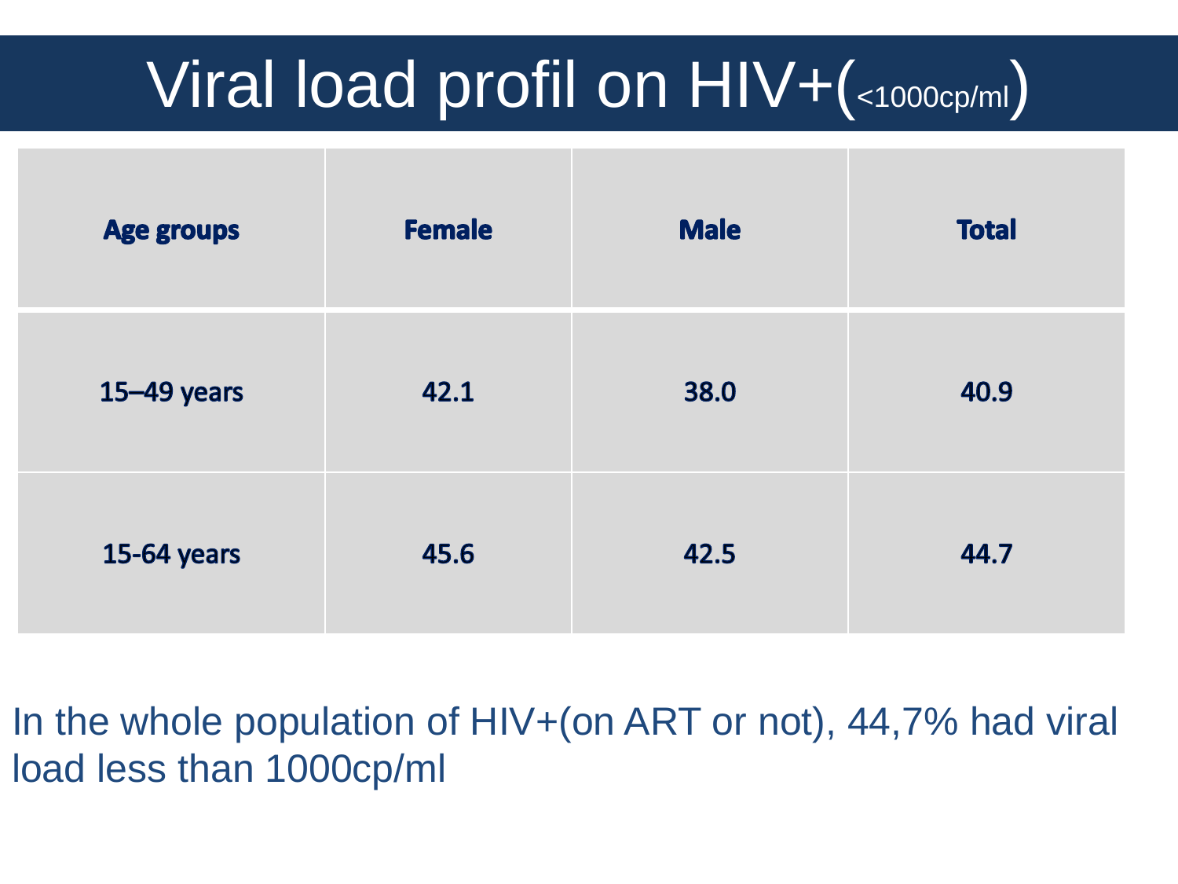# Viral load profil on HIV+(<1000cp/ml)

| Age groups | Female | Male | Total |
|---|---|---|---|
| 15–49 years | 42.1 | 38.0 | 40.9 |
| 15-64 years | 45.6 | 42.5 | 44.7 |

In the whole population of HIV+(on ART or not), 44,7% had viral load less than 1000cp/ml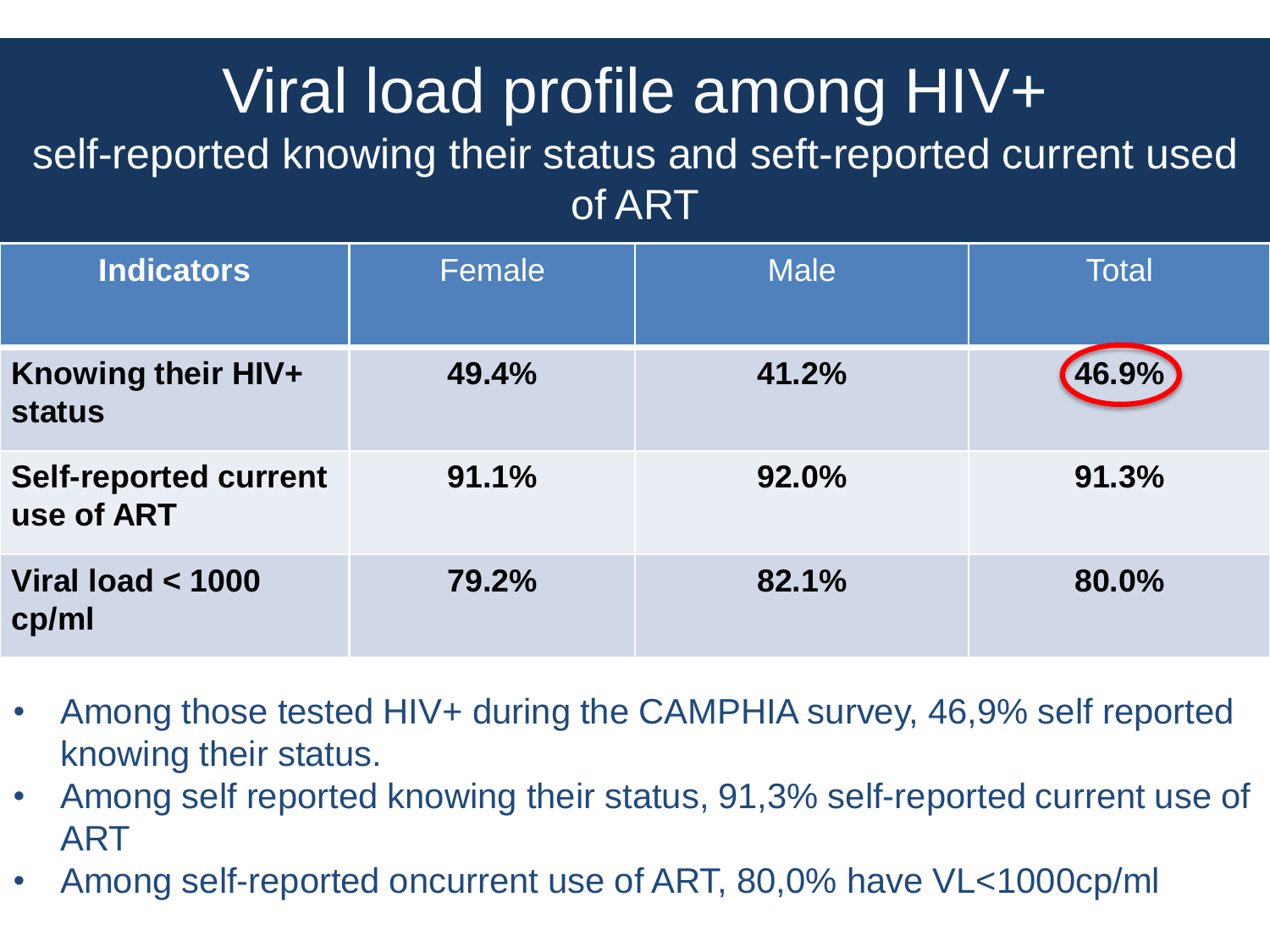# Viral load profile among HIV+

## self-reported knowing their status and seft-reported current used of ART

| Indicators | Female | Male | Total |
|---|---|---|---|
| **Knowing their HIV+ status** | **49.4%** | **41.2%** | **46.9%** |
| **Self-reported current use of ART** | **91.1%** | **92.0%** | **91.3%** |
| **Viral load < 1000 cp/ml** | **79.2%** | **82.1%** | **80.0%** |

- Among those tested HIV+ during the CAMPHIA survey, 46,9% self reported knowing their status.
- Among self reported knowing their status, 91,3% self-reported current use of ART
- Among self-reported oncurrent use of ART, 80,0% have VL<1000cp/ml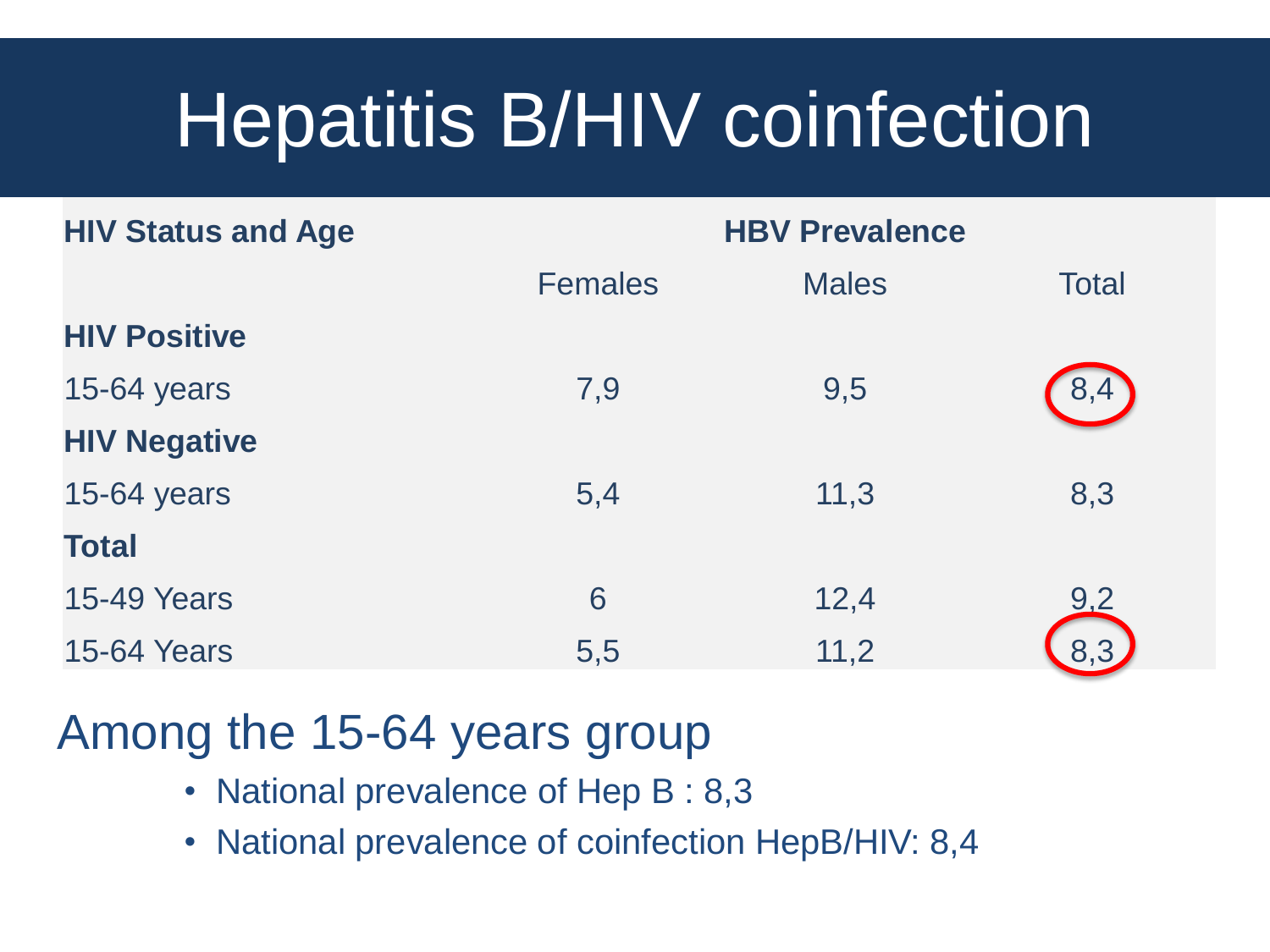# Hepatitis B/HIV coinfection

| HIV Status and Age | HBV Prevalence | | |
|---|---|---|---|
| | Females | Males | Total |
| **HIV Positive** | | | |
| 15-64 years | 7,9 | 9,5 | 8,4 |
| **HIV Negative** | | | |
| 15-64 years | 5,4 | 11,3 | 8,3 |
| **Total** | | | |
| 15-49 Years | 6 | 12,4 | 9,2 |
| 15-64 Years | 5,5 | 11,2 | 8,3 |

## Among the 15-64 years group

- National prevalence of Hep B : 8,3
- National prevalence of coinfection HepB/HIV: 8,4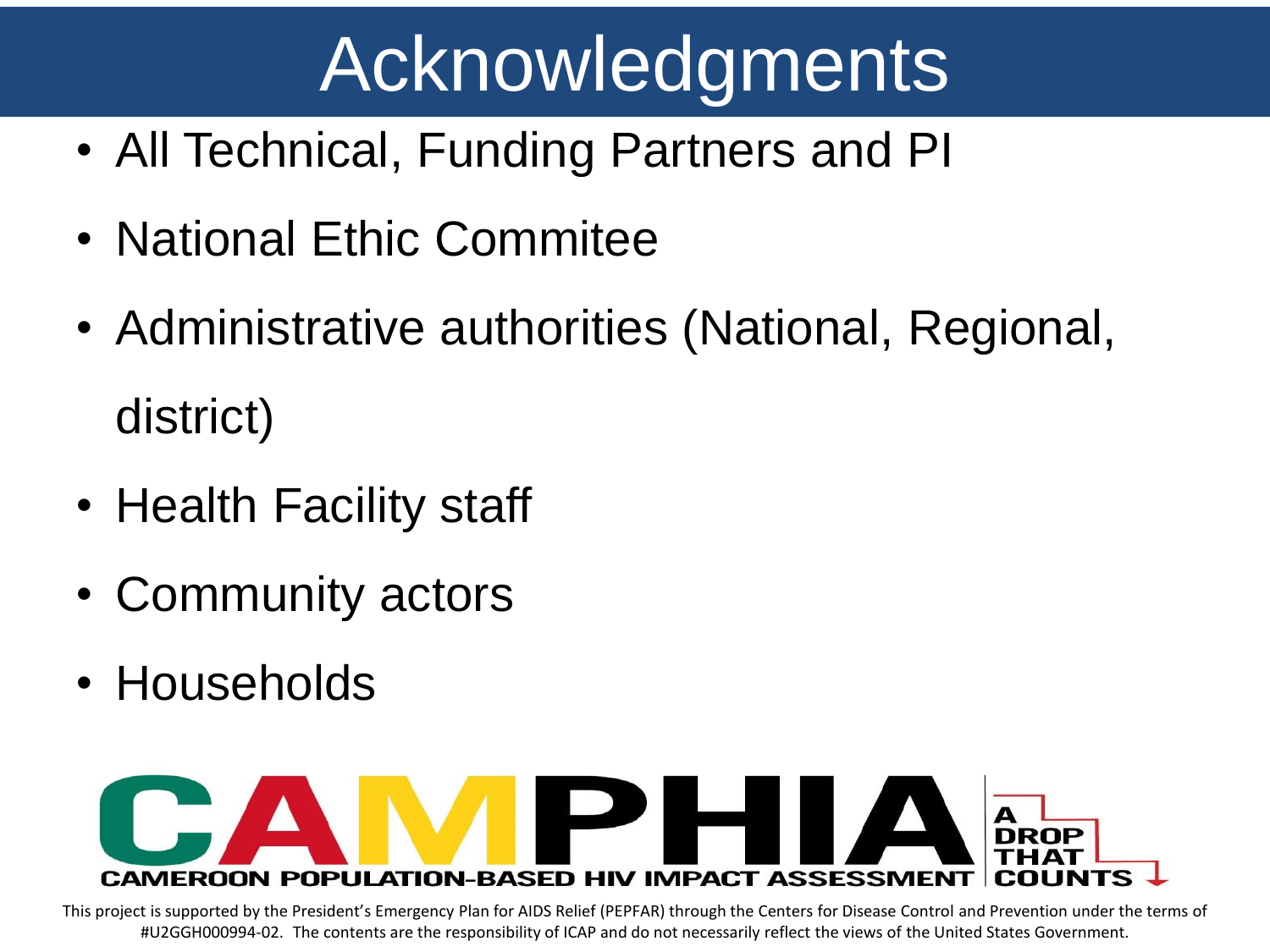# Acknowledgments

- All Technical, Funding Partners and PI
- National Ethic Commitee
- Administrative authorities (National, Regional, district)
- Health Facility staff
- Community actors
- Households

CAMPHIA

CAMEROON POPULATION-BASED HIV IMPACT ASSESSMENT

A DROP THAT COUNTS

This project is supported by the President's Emergency Plan for AIDS Relief (PEPFAR) through the Centers for Disease Control and Prevention under the terms of #U2GGH000994-02. The contents are the responsibility of ICAP and do not necessarily reflect the views of the United States Government.